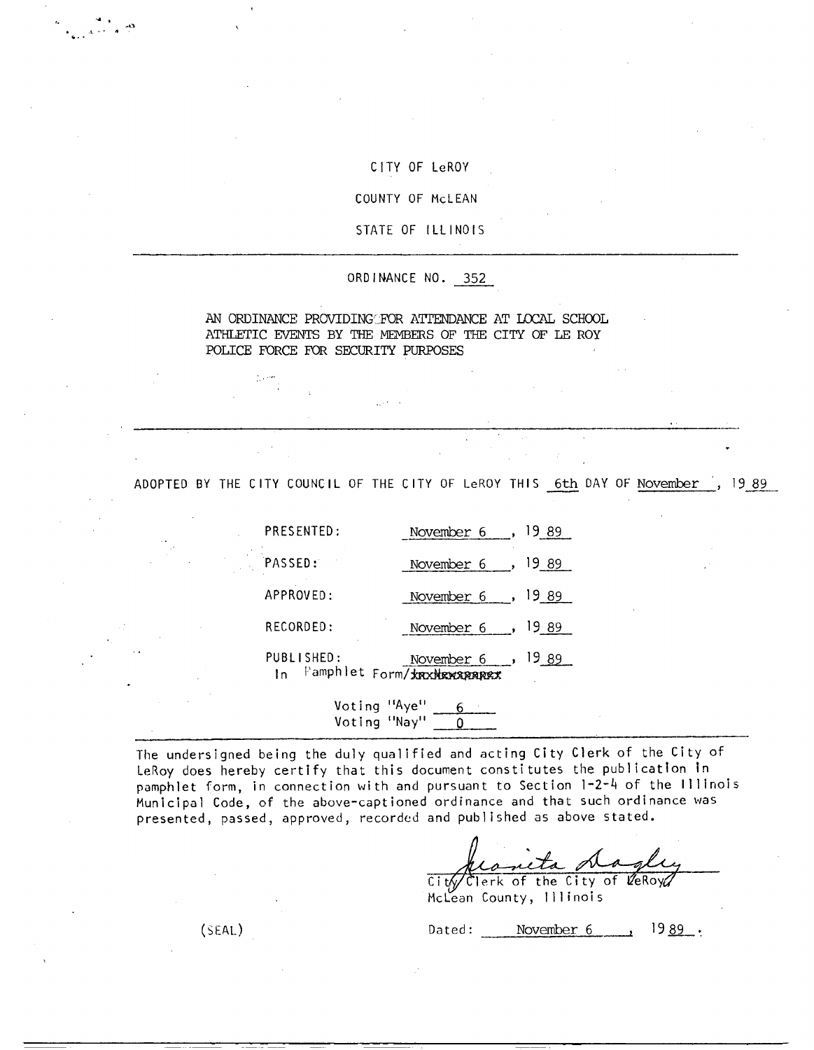CITY OF LeROY

COUNTY OF McLEAN

STATE OF ILLINOIS

---

ORDINANCE NO. 352

AN ORDINANCE PROVIDING FOR ATTENDANCE AT LOCAL SCHOOL ATHLETIC EVENTS BY THE MEMBERS OF THE CITY OF LE ROY POLICE FORCE FOR SECURITY PURPOSES

---

ADOPTED BY THE CITY COUNCIL OF THE CITY OF LeROY THIS 6th DAY OF November, 19 89

PRESENTED: November 6, 19 89

PASSED: November 6, 19 89

APPROVED: November 6, 19 89

RECORDED: November 6, 19 89

PUBLISHED: November 6, 19 89
In Pamphlet Form/~~In Newspaper~~

Voting "Aye" 6
Voting "Nay" 0

---

The undersigned being the duly qualified and acting City Clerk of the City of LeRoy does hereby certify that this document constitutes the publication in pamphlet form, in connection with and pursuant to Section 1-2-4 of the Illinois Municipal Code, of the above-captioned ordinance and that such ordinance was presented, passed, approved, recorded and published as above stated.

Juanita Dagley
City Clerk of the City of LeRoy
McLean County, Illinois

(SEAL)

Dated: November 6, 19 89.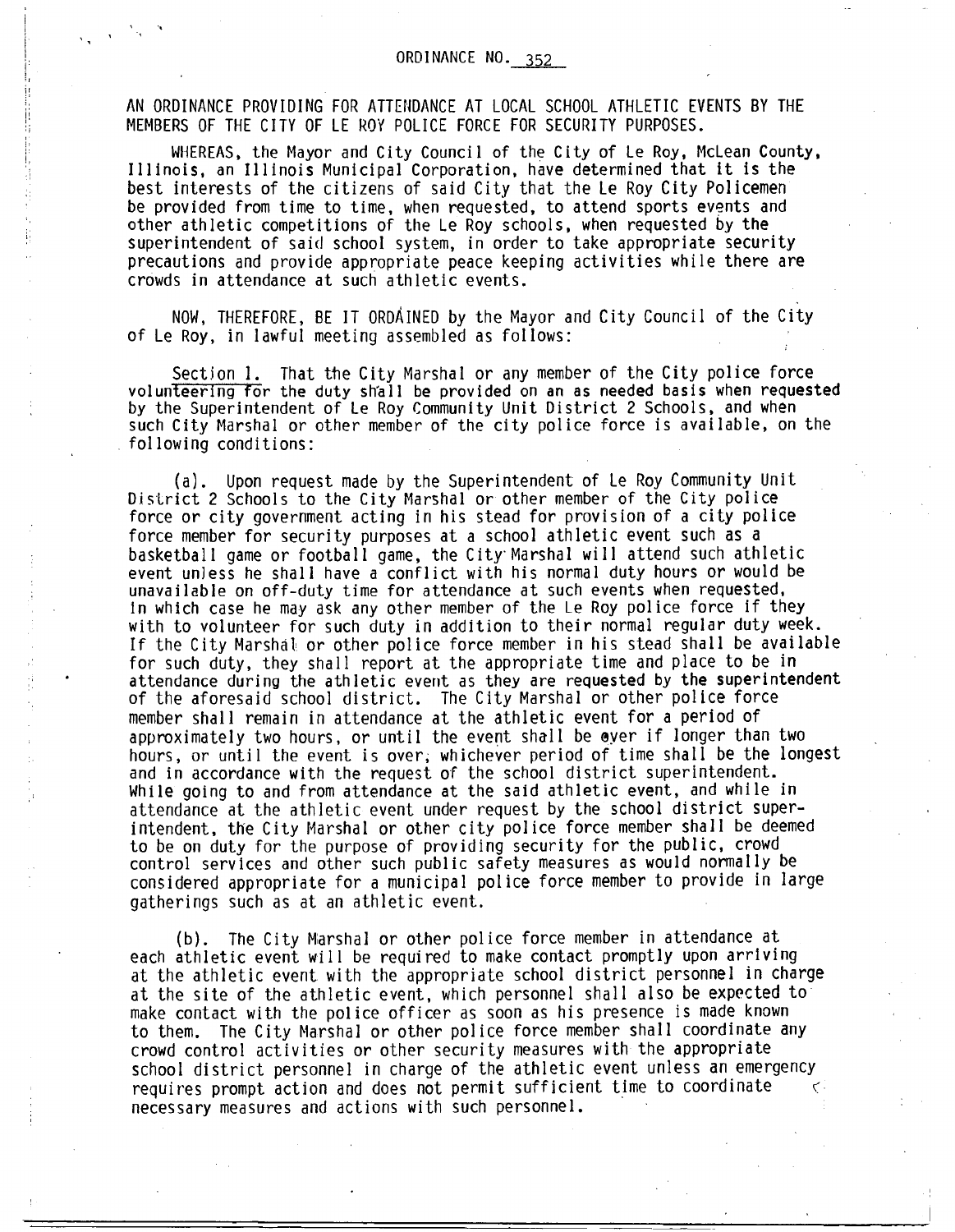ORDINANCE NO. 352

AN ORDINANCE PROVIDING FOR ATTENDANCE AT LOCAL SCHOOL ATHLETIC EVENTS BY THE MEMBERS OF THE CITY OF LE ROY POLICE FORCE FOR SECURITY PURPOSES.

WHEREAS, the Mayor and City Council of the City of Le Roy, McLean County, Illinois, an Illinois Municipal Corporation, have determined that it is the best interests of the citizens of said City that the Le Roy City Policemen be provided from time to time, when requested, to attend sports events and other athletic competitions of the Le Roy schools, when requested by the superintendent of said school system, in order to take appropriate security precautions and provide appropriate peace keeping activities while there are crowds in attendance at such athletic events.

NOW, THEREFORE, BE IT ORDAINED by the Mayor and City Council of the City of Le Roy, in lawful meeting assembled as follows:

Section 1. That the City Marshal or any member of the City police force volunteering for the duty shall be provided on an as needed basis when requested by the Superintendent of Le Roy Community Unit District 2 Schools, and when such City Marshal or other member of the city police force is available, on the following conditions:

(a). Upon request made by the Superintendent of Le Roy Community Unit District 2 Schools to the City Marshal or other member of the City police force or city government acting in his stead for provision of a city police force member for security purposes at a school athletic event such as a basketball game or football game, the City Marshal will attend such athletic event unless he shall have a conflict with his normal duty hours or would be unavailable on off-duty time for attendance at such events when requested, in which case he may ask any other member of the Le Roy police force if they with to volunteer for such duty in addition to their normal regular duty week. If the City Marshal or other police force member in his stead shall be available for such duty, they shall report at the appropriate time and place to be in attendance during the athletic event as they are requested by the superintendent of the aforesaid school district. The City Marshal or other police force member shall remain in attendance at the athletic event for a period of approximately two hours, or until the event shall be over if longer than two hours, or until the event is over, whichever period of time shall be the longest and in accordance with the request of the school district superintendent. While going to and from attendance at the said athletic event, and while in attendance at the athletic event under request by the school district superintendent, the City Marshal or other city police force member shall be deemed to be on duty for the purpose of providing security for the public, crowd control services and other such public safety measures as would normally be considered appropriate for a municipal police force member to provide in large gatherings such as at an athletic event.

(b). The City Marshal or other police force member in attendance at each athletic event will be required to make contact promptly upon arriving at the athletic event with the appropriate school district personnel in charge at the site of the athletic event, which personnel shall also be expected to make contact with the police officer as soon as his presence is made known to them. The City Marshal or other police force member shall coordinate any crowd control activities or other security measures with the appropriate school district personnel in charge of the athletic event unless an emergency requires prompt action and does not permit sufficient time to coordinate necessary measures and actions with such personnel.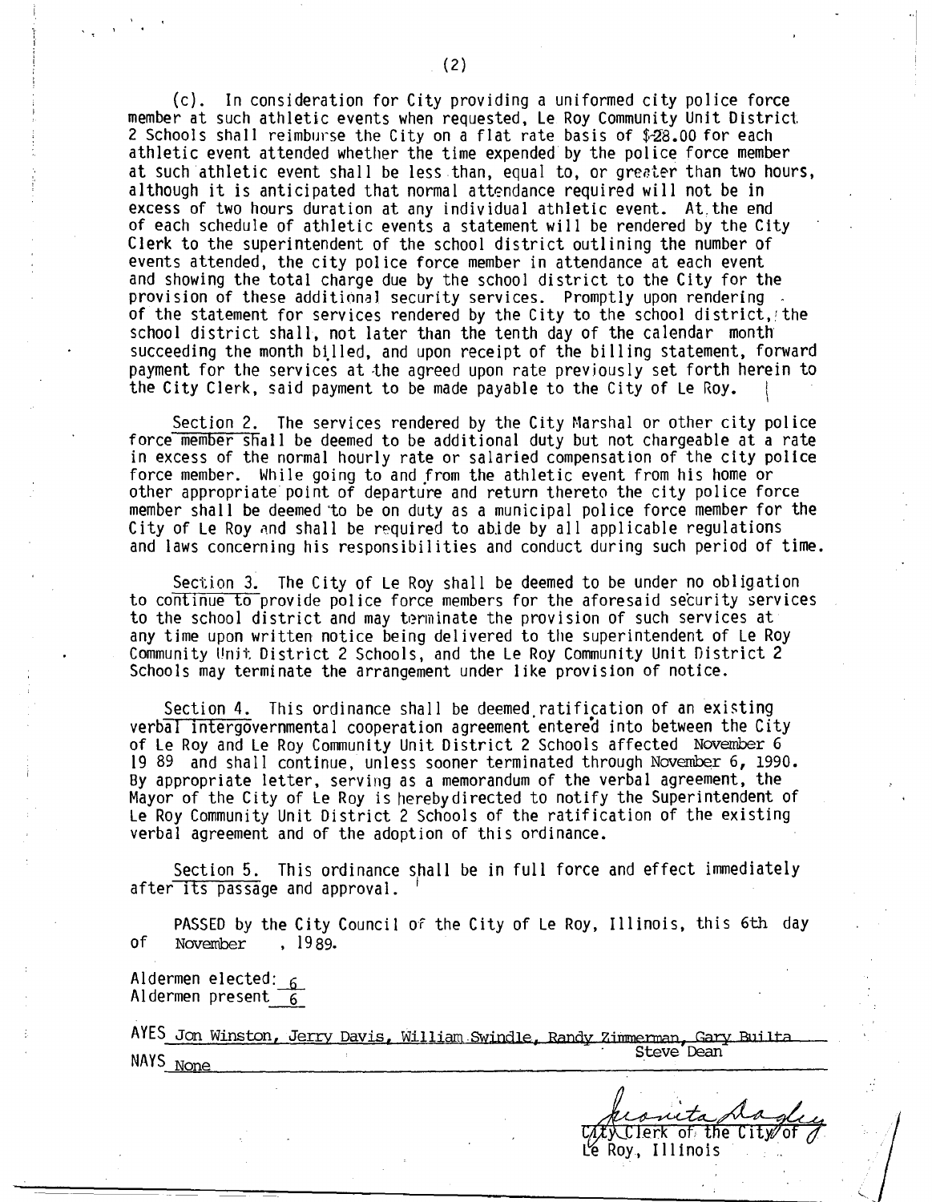(c). In consideration for City providing a uniformed city police force member at such athletic events when requested, Le Roy Community Unit District 2 Schools shall reimburse the City on a flat rate basis of $28.00 for each athletic event attended whether the time expended by the police force member at such athletic event shall be less than, equal to, or greater than two hours, although it is anticipated that normal attendance required will not be in excess of two hours duration at any individual athletic event. At the end of each schedule of athletic events a statement will be rendered by the City Clerk to the superintendent of the school district outlining the number of events attended, the city police force member in attendance at each event and showing the total charge due by the school district to the City for the provision of these additional security services. Promptly upon rendering of the statement for services rendered by the City to the school district, the school district shall, not later than the tenth day of the calendar month succeeding the month billed, and upon receipt of the billing statement, forward payment for the services at the agreed upon rate previously set forth herein to the City Clerk, said payment to be made payable to the City of Le Roy.

<u>Section 2.</u> The services rendered by the City Marshal or other city police force member shall be deemed to be additional duty but not chargeable at a rate in excess of the normal hourly rate or salaried compensation of the city police force member. While going to and from the athletic event from his home or other appropriate point of departure and return thereto the city police force member shall be deemed to be on duty as a municipal police force member for the City of Le Roy and shall be required to abide by all applicable regulations and laws concerning his responsibilities and conduct during such period of time.

<u>Section 3.</u> The City of Le Roy shall be deemed to be under no obligation to continue to provide police force members for the aforesaid security services to the school district and may terminate the provision of such services at any time upon written notice being delivered to the superintendent of Le Roy Community Unit District 2 Schools, and the Le Roy Community Unit District 2 Schools may terminate the arrangement under like provision of notice.

<u>Section 4.</u> This ordinance shall be deemed ratification of an existing verbal intergovernmental cooperation agreement entered into between the City of Le Roy and Le Roy Community Unit District 2 Schools affected November 6 19 89 and shall continue, unless sooner terminated through November 6, 1990. By appropriate letter, serving as a memorandum of the verbal agreement, the Mayor of the City of Le Roy is hereby directed to notify the Superintendent of Le Roy Community Unit District 2 Schools of the ratification of the existing verbal agreement and of the adoption of this ordinance.

<u>Section 5.</u> This ordinance shall be in full force and effect immediately after its passage and approval.

PASSED by the City Council of the City of Le Roy, Illinois, this 6th day of November, 1989.

Aldermen elected: 6
Aldermen present 6

AYES Jon Winston, Jerry Davis, William Swindle, Randy Zimmerman, Gary Builta, Steve Dean

NAYS None

Juanita Dagley
City Clerk of the City of Le Roy, Illinois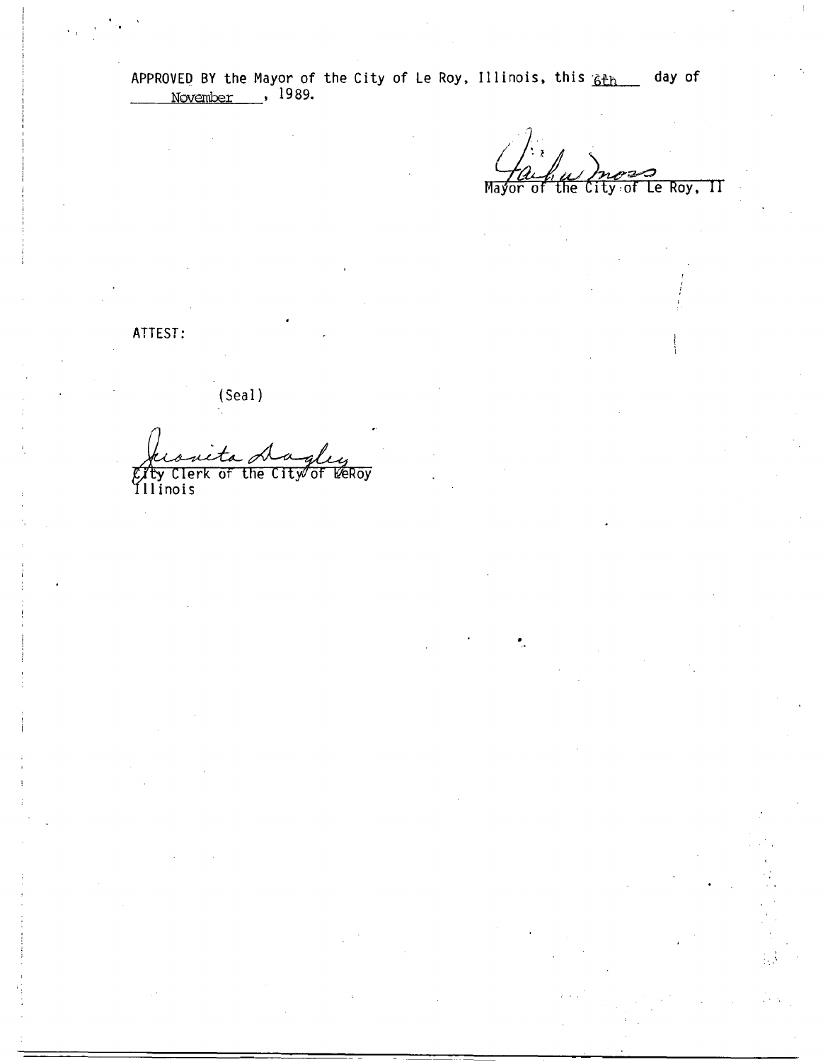APPROVED BY the Mayor of the City of Le Roy, Illinois, this 6th day of November, 1989.

Mayor of the City of Le Roy, Il

ATTEST:

(Seal)

City Clerk of the City of LeRoy Illinois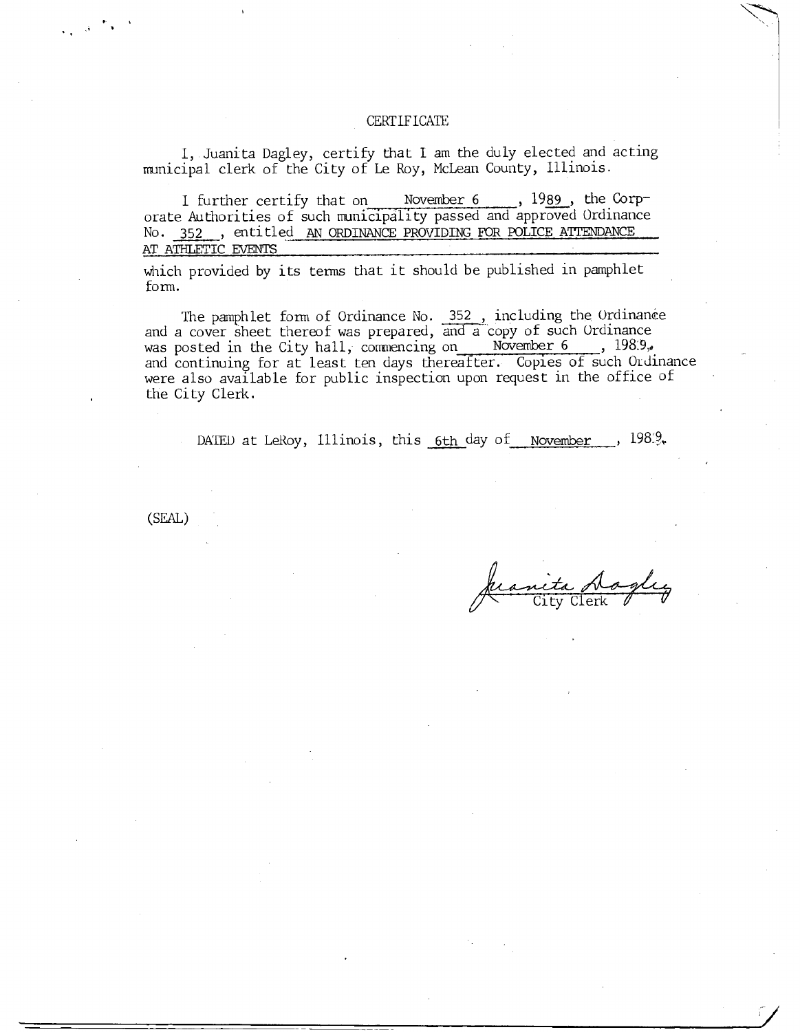# CERTIFICATE

I, Juanita Dagley, certify that I am the duly elected and acting municipal clerk of the City of Le Roy, McLean County, Illinois.

I further certify that on November 6, 1989, the Corporate Authorities of such municipality passed and approved Ordinance No. 352, entitled AN ORDINANCE PROVIDING FOR POLICE ATTENDANCE AT ATHLETIC EVENTS which provided by its terms that it should be published in pamphlet form.

The pamphlet form of Ordinance No. 352, including the Ordinance and a cover sheet thereof was prepared, and a copy of such Ordinance was posted in the City hall, commencing on November 6, 1989, and continuing for at least ten days thereafter. Copies of such Ordinance were also available for public inspection upon request in the office of the City Clerk.

DATED at LeRoy, Illinois, this 6th day of November, 1989.

(SEAL)

Juanita Dagley
City Clerk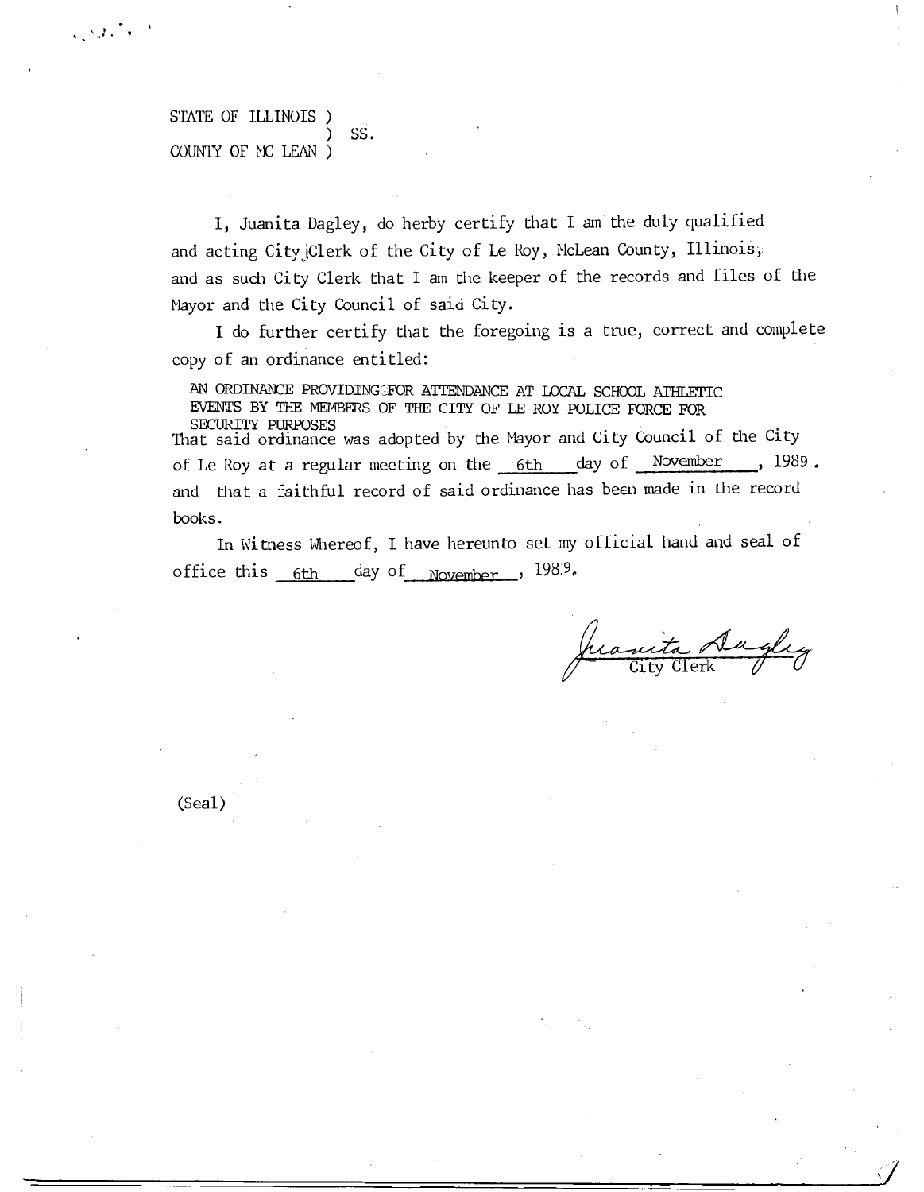STATE OF ILLINOIS )
) SS.
COUNTY OF MC LEAN )

I, Juanita Dagley, do herby certify that I am the duly qualified and acting City Clerk of the City of Le Roy, McLean County, Illinois, and as such City Clerk that I am the keeper of the records and files of the Mayor and the City Council of said City.

I do further certify that the foregoing is a true, correct and complete copy of an ordinance entitled:

AN ORDINANCE PROVIDING FOR ATTENDANCE AT LOCAL SCHOOL ATHLETIC EVENTS BY THE MEMBERS OF THE CITY OF LE ROY POLICE FORCE FOR SECURITY PURPOSES

That said ordinance was adopted by the Mayor and City Council of the City of Le Roy at a regular meeting on the 6th day of November, 1989. and that a faithful record of said ordinance has been made in the record books.

In Witness Whereof, I have hereunto set my official hand and seal of office this 6th day of November, 1989.

Juanita Dagley
City Clerk

(Seal)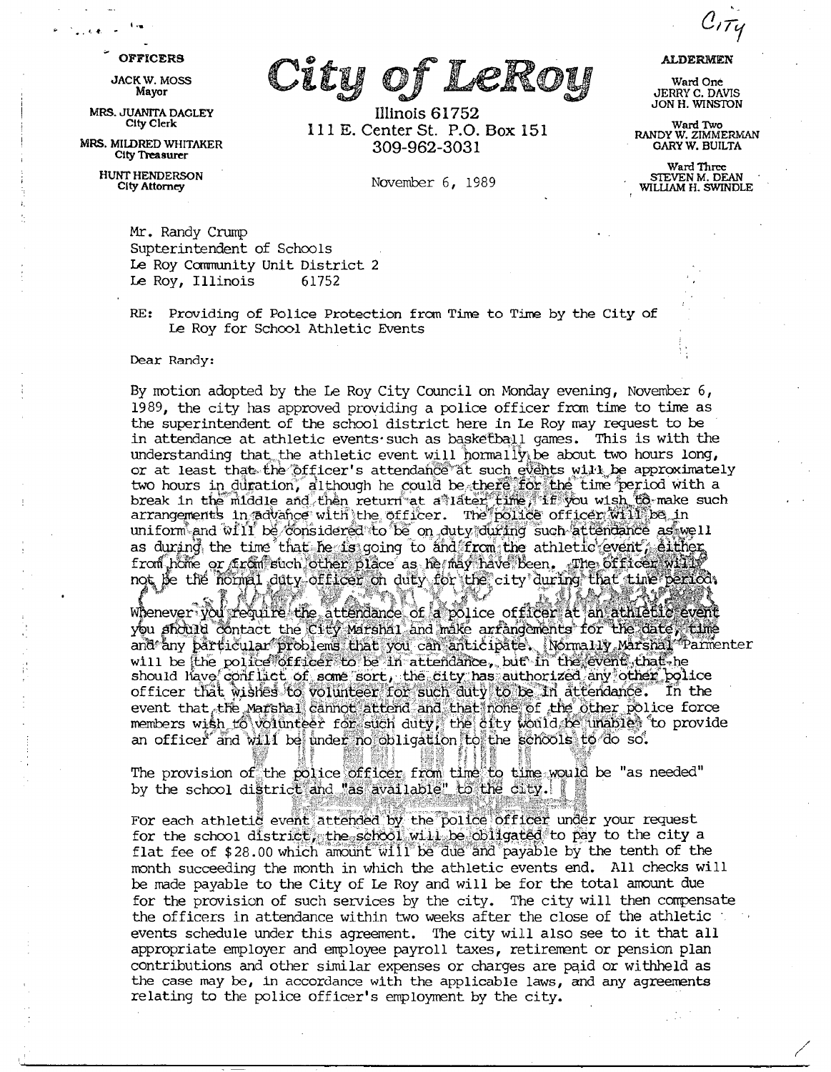City

**OFFICERS**

JACK W. MOSS
Mayor

MRS. JUANITA DAGLEY
City Clerk

MRS. MILDRED WHITAKER
City Treasurer

HUNT HENDERSON
City Attorney

# City of LeRoy

Illinois 61752
111 E. Center St. P.O. Box 151
309-962-3031

**ALDERMEN**

Ward One
JERRY C. DAVIS
JON H. WINSTON

Ward Two
RANDY W. ZIMMERMAN
GARY W. BUILTA

Ward Three
STEVEN M. DEAN
WILLIAM H. SWINDLE

November 6, 1989

Mr. Randy Crump
Supterintendent of Schools
Le Roy Community Unit District 2
Le Roy, Illinois 61752

RE: Providing of Police Protection from Time to Time by the City of Le Roy for School Athletic Events

Dear Randy:

By motion adopted by the Le Roy City Council on Monday evening, November 6, 1989, the city has approved providing a police officer from time to time as the superintendent of the school district here in Le Roy may request to be in attendance at athletic events such as basketball games. This is with the understanding that the athletic event will normally be about two hours long, or at least that the officer's attendance at such events will be approximately two hours in duration, although he could be there for the time period with a break in the middle and then return at a later time, if you wish to make such arrangements in advance with the officer. The police officer will be in uniform and will be considered to be on duty during such attendance as well as during the time that he is going to and from the athletic event, either from home or from such other place as he may have been. The officer will not be the normal duty officer on duty for the city during that time period.

Whenever you require the attendance of a police officer at an athletic event you should contact the City Marshal and make arrangements for the date, time and any particular problems that you can anticipate. Normally Marshal Parmenter will be the police officer to be in attendance, but in the event that he should have conflict of some sort, the city has authorized any other police officer that wishes to volunteer for such duty to be in attendance. In the event that the Marshal cannot attend and that none of the other police force members wish to volunteer for such duty, the city would be unable to provide an officer and will be under no obligation to the schools to do so.

The provision of the police officer from time to time would be "as needed" by the school district and "as available" to the city.

For each athletic event attended by the police officer under your request for the school district, the school will be obligated to pay to the city a flat fee of $28.00 which amount will be due and payable by the tenth of the month succeeding the month in which the athletic events end. All checks will be made payable to the City of Le Roy and will be for the total amount due for the provision of such services by the city. The city will then compensate the officers in attendance within two weeks after the close of the athletic events schedule under this agreement. The city will also see to it that all appropriate employer and employee payroll taxes, retirement or pension plan contributions and other similar expenses or charges are paid or withheld as the case may be, in accordance with the applicable laws, and any agreements relating to the police officer's employment by the city.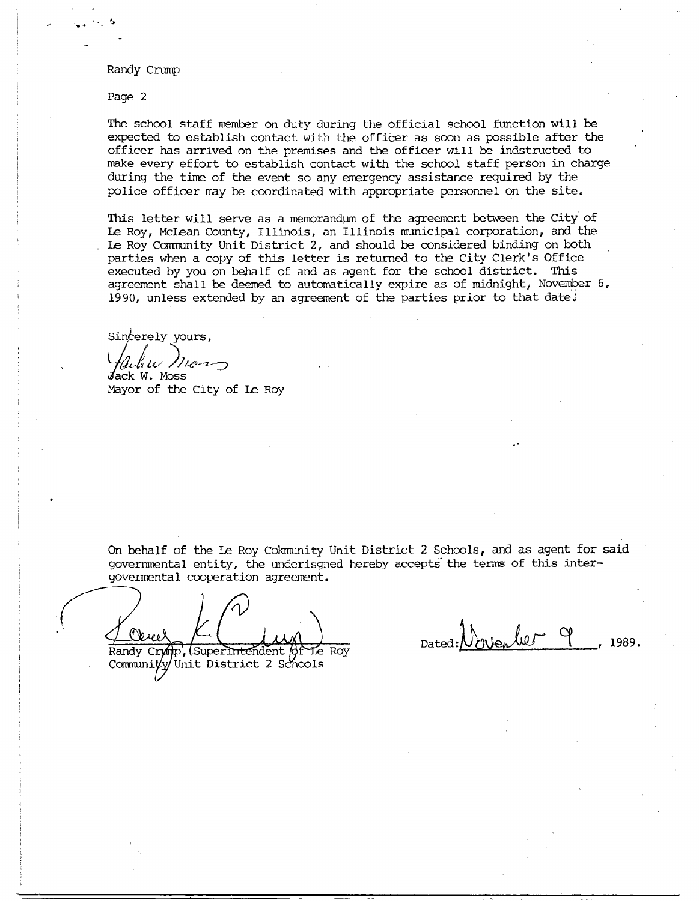Randy Crump

Page 2

The school staff member on duty during the official school function will be expected to establish contact with the officer as soon as possible after the officer has arrived on the premises and the officer will be indstructed to make every effort to establish contact with the school staff person in charge during the time of the event so any emergency assistance required by the police officer may be coordinated with appropriate personnel on the site.

This letter will serve as a memorandum of the agreement between the City of Le Roy, McLean County, Illinois, an Illinois municipal corporation, and the Le Roy Community Unit District 2, and should be considered binding on both parties when a copy of this letter is returned to the City Clerk's Office executed by you on behalf of and as agent for the school district. This agreement shall be deemed to automatically expire as of midnight, November 6, 1990, unless extended by an agreement of the parties prior to that date.

Sincerely yours,

Jack W. Moss
Mayor of the City of Le Roy

On behalf of the Le Roy Cokmunity Unit District 2 Schools, and as agent for said governmental entity, the underisgned hereby accepts the terms of this inter-governmental cooperation agreement.

Randy Crump, Superintendent of Le Roy
Community Unit District 2 Schools

Dated: November 9, 1989.